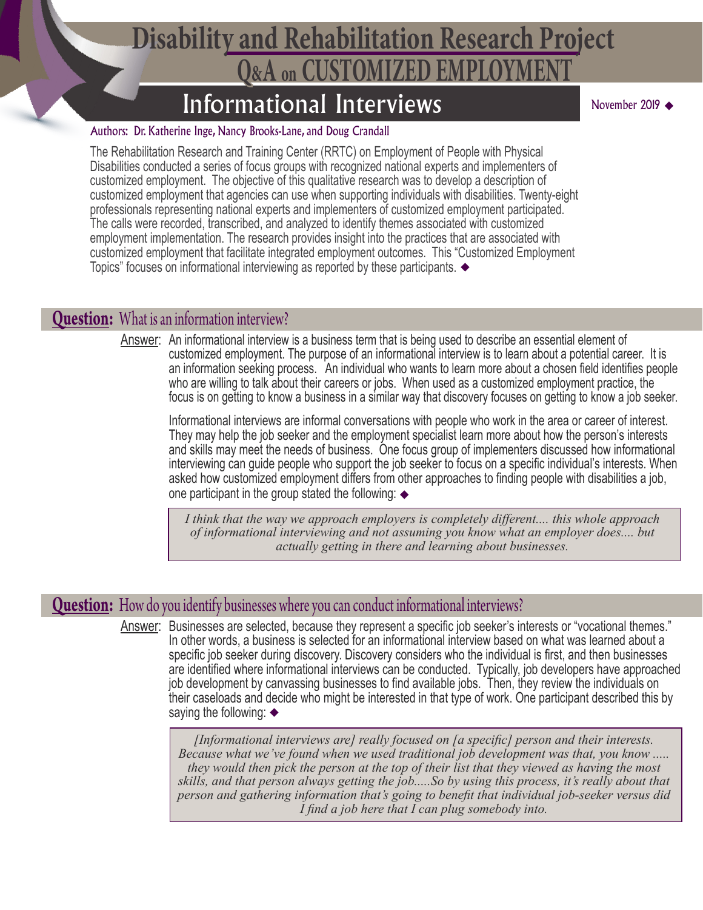# Disability and Rehabilitation Research Project

## Q&A on CUSTOMIZED EMPLOYMENT

## Informational Interviews

November 2019 ◆

Authors: Dr. Katherine Inge, Nancy Brooks-Lane, and Doug Crandall

The Rehabilitation Research and Training Center (RRTC) on Employment of People with Physical Disabilities conducted a series of focus groups with recognized national experts and implementers of customized employment. The objective of this qualitative research was to develop a description of customized employment that agencies can use when supporting individuals with disabilities. Twenty-eight professionals representing national experts and implementers of customized employment participated. The calls were recorded, transcribed, and analyzed to identify themes associated with customized employment implementation. The research provides insight into the practices that are associated with customized employment that facilitate integrated employment outcomes. This "Customized Employment Topics" focuses on informational interviewing as reported by these participants. ◆

### **Question:** What is an information interview?

Answer: An informational interview is a business term that is being used to describe an essential element of customized employment. The purpose of an informational interview is to learn about a potential career. It is an information seeking process. An individual who wants to learn more about a chosen field identifies people who are willing to talk about their careers or jobs. When used as a customized employment practice, the focus is on getting to know a business in a similar way that discovery focuses on getting to know a job seeker.

Informational interviews are informal conversations with people who work in the area or career of interest. They may help the job seeker and the employment specialist learn more about how the person's interests and skills may meet the needs of business. One focus group of implementers discussed how informational interviewing can guide people who support the job seeker to focus on a specific individual's interests. When asked how customized employment differs from other approaches to finding people with disabilities a job, one participant in the group stated the following: ◆

> *I think that the way we approach employers is completely different.... this whole approach of informational interviewing and not assuming you know what an employer does.... but actually getting in there and learning about businesses.*

### **Question:** How do you identify businesses where you can conduct informational interviews?

Answer: Businesses are selected, because they represent a specific job seeker's interests or "vocational themes." In other words, a business is selected for an informational interview based on what was learned about a specific job seeker during discovery. Discovery considers who the individual is first, and then businesses are identified where informational interviews can be conducted. Typically, job developers have approached job development by canvassing businesses to find available jobs. Then, they review the individuals on their caseloads and decide who might be interested in that type of work. One participant described this by saying the following: ◆

> *[Informational interviews are] really focused on [a specific] person and their interests. Because what we've found when we used traditional job development was that, you know ..... they would then pick the person at the top of their list that they viewed as having the most skills, and that person always getting the job.....So by using this process, it's really about that person and gathering information that's going to benefit that individual job-seeker versus did I find a job here that I can plug somebody into.*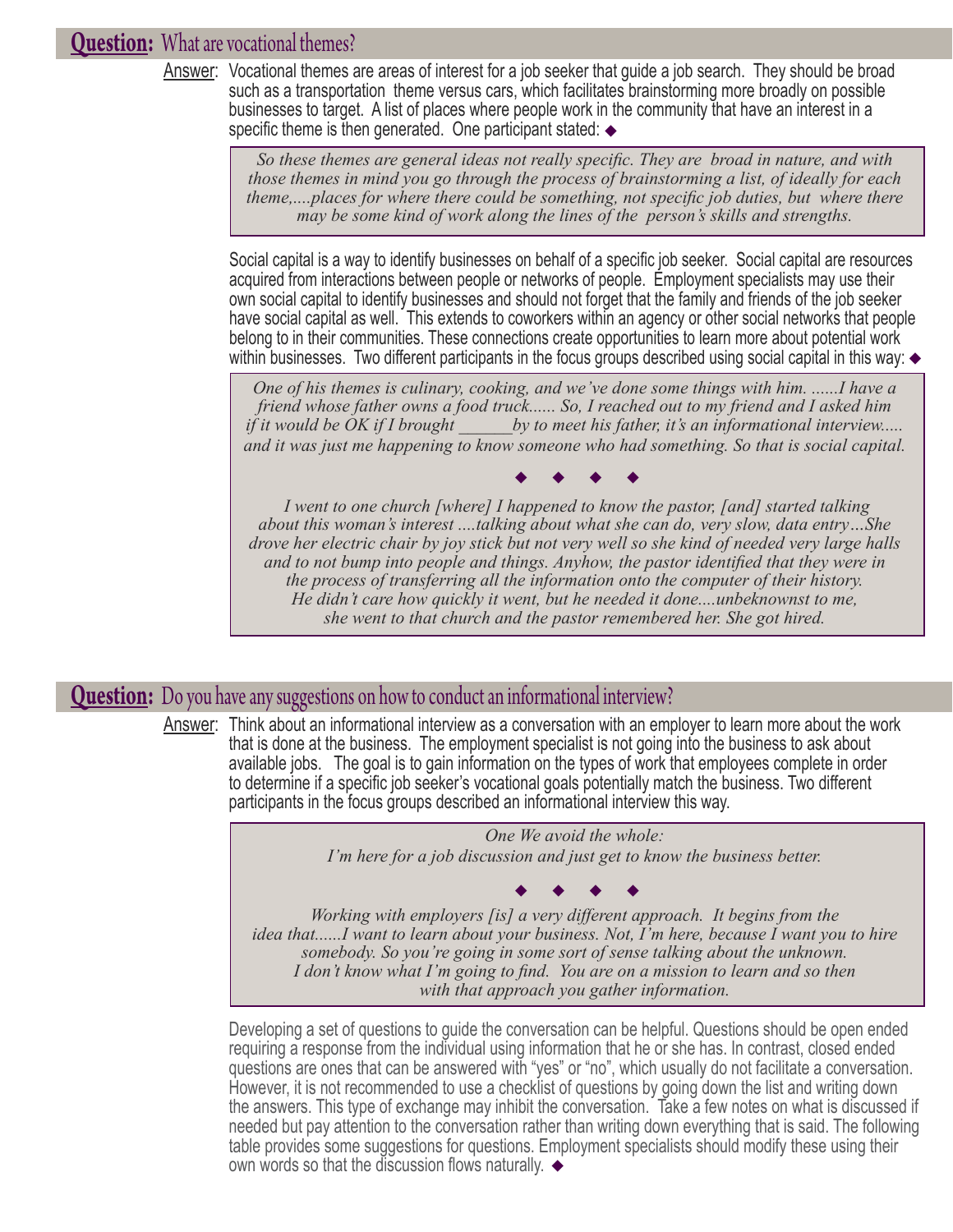## **Question:** What are vocational themes?

Answer: Vocational themes are areas of interest for a job seeker that guide a job search. They should be broad such as a transportation theme versus cars, which facilitates brainstorming more broadly on possible businesses to target. A list of places where people work in the community that have an interest in a specific theme is then generated. One participant stated: ◆

> *So these themes are general ideas not really specific. They are broad in nature, and with those themes in mind you go through the process of brainstorming a list, of ideally for each theme,....places for where there could be something, not specific job duties, but where there may be some kind of work along the lines of the person's skills and strengths.*

Social capital is a way to identify businesses on behalf of a specific job seeker. Social capital are resources acquired from interactions between people or networks of people. Employment specialists may use their own social capital to identify businesses and should not forget that the family and friends of the job seeker have social capital as well. This extends to coworkers within an agency or other social networks that people belong to in their communities. These connections create opportunities to learn more about potential work within businesses. Two different participants in the focus groups described using social capital in this way: ◆

> *One of his themes is culinary, cooking, and we've done some things with him. ......I have a friend whose father owns a food truck...... So, I reached out to my friend and I asked him if it would be OK if I brought ______by to meet his father, it's an informational interview..... and it was just me happening to know someone who had something. So that is social capital.*
>
> ◆ ◆ ◆ ◆
>
> *I went to one church [where] I happened to know the pastor, [and] started talking about this woman's interest ....talking about what she can do, very slow, data entry…She drove her electric chair by joy stick but not very well so she kind of needed very large halls and to not bump into people and things. Anyhow, the pastor identified that they were in the process of transferring all the information onto the computer of their history. He didn't care how quickly it went, but he needed it done....unbeknownst to me, she went to that church and the pastor remembered her. She got hired.*

## **Question:** Do you have any suggestions on how to conduct an informational interview?

Answer: Think about an informational interview as a conversation with an employer to learn more about the work that is done at the business. The employment specialist is not going into the business to ask about available jobs. The goal is to gain information on the types of work that employees complete in order to determine if a specific job seeker's vocational goals potentially match the business. Two different participants in the focus groups described an informational interview this way.

> *One We avoid the whole:*
> *I'm here for a job discussion and just get to know the business better.*
>
> ◆ ◆ ◆ ◆
>
> *Working with employers [is] a very different approach. It begins from the idea that......I want to learn about your business. Not, I'm here, because I want you to hire somebody. So you're going in some sort of sense talking about the unknown. I don't know what I'm going to find. You are on a mission to learn and so then with that approach you gather information.*

Developing a set of questions to guide the conversation can be helpful. Questions should be open ended requiring a response from the individual using information that he or she has. In contrast, closed ended questions are ones that can be answered with "yes" or "no", which usually do not facilitate a conversation. However, it is not recommended to use a checklist of questions by going down the list and writing down the answers. This type of exchange may inhibit the conversation. Take a few notes on what is discussed if needed but pay attention to the conversation rather than writing down everything that is said. The following table provides some suggestions for questions. Employment specialists should modify these using their own words so that the discussion flows naturally. ◆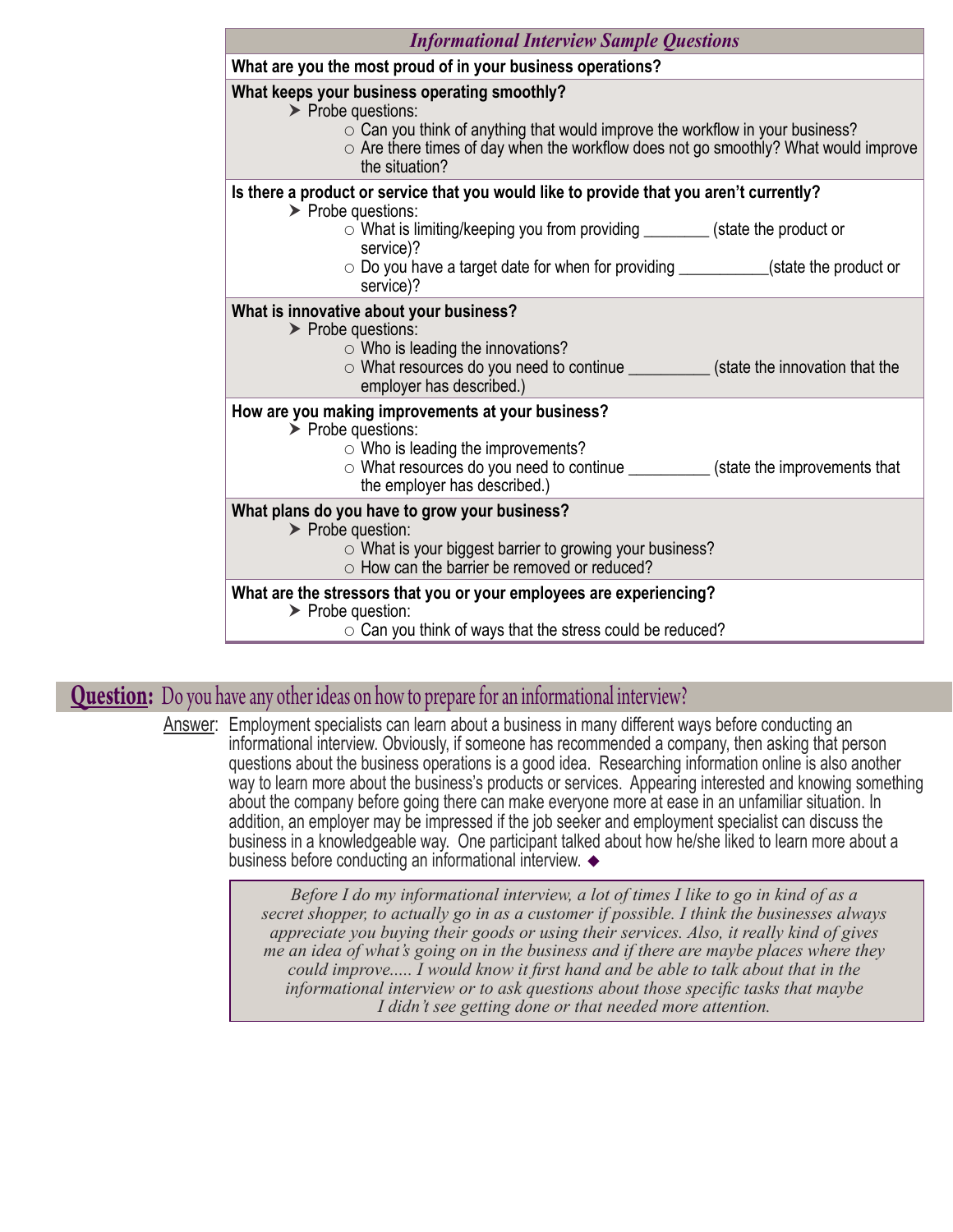| *Informational Interview Sample Questions* |
|---|
| **What are you the most proud of in your business operations?** |
| **What keeps your business operating smoothly?**<br>➤ Probe questions:<br>○ Can you think of anything that would improve the workflow in your business?<br>○ Are there times of day when the workflow does not go smoothly? What would improve the situation? |
| **Is there a product or service that you would like to provide that you aren't currently?**<br>➤ Probe questions:<br>○ What is limiting/keeping you from providing ________ (state the product or service)?<br>○ Do you have a target date for when for providing ___________(state the product or service)? |
| **What is innovative about your business?**<br>➤ Probe questions:<br>○ Who is leading the innovations?<br>○ What resources do you need to continue __________ (state the innovation that the employer has described.) |
| **How are you making improvements at your business?**<br>➤ Probe questions:<br>○ Who is leading the improvements?<br>○ What resources do you need to continue __________ (state the improvements that the employer has described.) |
| **What plans do you have to grow your business?**<br>➤ Probe question:<br>○ What is your biggest barrier to growing your business?<br>○ How can the barrier be removed or reduced? |
| **What are the stressors that you or your employees are experiencing?**<br>➤ Probe question:<br>○ Can you think of ways that the stress could be reduced? |

## **Question:** Do you have any other ideas on how to prepare for an informational interview?

Answer: Employment specialists can learn about a business in many different ways before conducting an informational interview. Obviously, if someone has recommended a company, then asking that person questions about the business operations is a good idea. Researching information online is also another way to learn more about the business's products or services. Appearing interested and knowing something about the company before going there can make everyone more at ease in an unfamiliar situation. In addition, an employer may be impressed if the job seeker and employment specialist can discuss the business in a knowledgeable way. One participant talked about how he/she liked to learn more about a business before conducting an informational interview. ◆

> *Before I do my informational interview, a lot of times I like to go in kind of as a secret shopper, to actually go in as a customer if possible. I think the businesses always appreciate you buying their goods or using their services. Also, it really kind of gives me an idea of what's going on in the business and if there are maybe places where they could improve..... I would know it first hand and be able to talk about that in the informational interview or to ask questions about those specific tasks that maybe I didn't see getting done or that needed more attention.*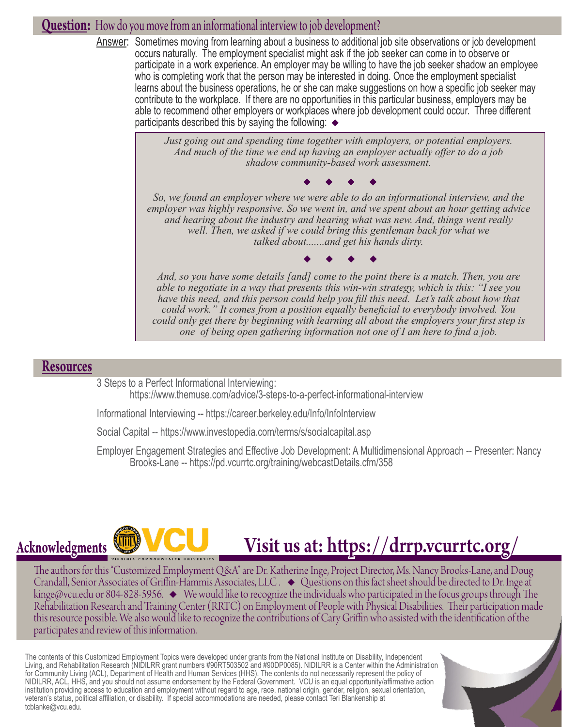## **Question:** How do you move from an informational interview to job development?

Answer: Sometimes moving from learning about a business to additional job site observations or job development occurs naturally. The employment specialist might ask if the job seeker can come in to observe or participate in a work experience. An employer may be willing to have the job seeker shadow an employee who is completing work that the person may be interested in doing. Once the employment specialist learns about the business operations, he or she can make suggestions on how a specific job seeker may contribute to the workplace. If there are no opportunities in this particular business, employers may be able to recommend other employers or workplaces where job development could occur. Three different participants described this by saying the following: ◆

> *Just going out and spending time together with employers, or potential employers. And much of the time we end up having an employer actually offer to do a job shadow community-based work assessment.*
>
> ◆ ◆ ◆ ◆
>
> *So, we found an employer where we were able to do an informational interview, and the employer was highly responsive. So we went in, and we spent about an hour getting advice and hearing about the industry and hearing what was new. And, things went really well. Then, we asked if we could bring this gentleman back for what we talked about.......and get his hands dirty.*
>
> ◆ ◆ ◆ ◆
>
> *And, so you have some details [and] come to the point there is a match. Then, you are able to negotiate in a way that presents this win-win strategy, which is this: "I see you have this need, and this person could help you fill this need. Let's talk about how that could work." It comes from a position equally beneficial to everybody involved. You could only get there by beginning with learning all about the employers your first step is one of being open gathering information not one of I am here to find a job.*

## **Resources**

3 Steps to a Perfect Informational Interviewing: https://www.themuse.com/advice/3-steps-to-a-perfect-informational-interview

Informational Interviewing -- https://career.berkeley.edu/Info/InfoInterview

Social Capital -- https://www.investopedia.com/terms/s/socialcapital.asp

Employer Engagement Strategies and Effective Job Development: A Multidimensional Approach -- Presenter: Nancy Brooks-Lane -- https://pd.vcurrtc.org/training/webcastDetails.cfm/358

## Acknowledgments

VCU — VIRGINIA COMMONWEALTH UNIVERSITY

**Visit us at: https://drrp.vcurrtc.org/**

The authors for this "Customized Employment Q&A" are Dr. Katherine Inge, Project Director, Ms. Nancy Brooks-Lane, and Doug Crandall, Senior Associates of Griffin-Hammis Associates, LLC . ◆ Questions on this fact sheet should be directed to Dr. Inge at kinge@vcu.edu or 804-828-5956. ◆ We would like to recognize the individuals who participated in the focus groups through The Rehabilitation Research and Training Center (RRTC) on Employment of People with Physical Disabilities. Their participation made this resource possible. We also would like to recognize the contributions of Cary Griffin who assisted with the identification of the participates and review of this information.

The contents of this Customized Employment Topics were developed under grants from the National Institute on Disability, Independent Living, and Rehabilitation Research (NIDILRR grant numbers #90RT503502 and #90DP0085). NIDILRR is a Center within the Administration for Community Living (ACL), Department of Health and Human Services (HHS). The contents do not necessarily represent the policy of NIDILRR, ACL, HHS, and you should not assume endorsement by the Federal Government. VCU is an equal opportunity/affirmative action institution providing access to education and employment without regard to age, race, national origin, gender, religion, sexual orientation, veteran's status, political affiliation, or disability. If special accommodations are needed, please contact Teri Blankenship at tcblanke@vcu.edu.